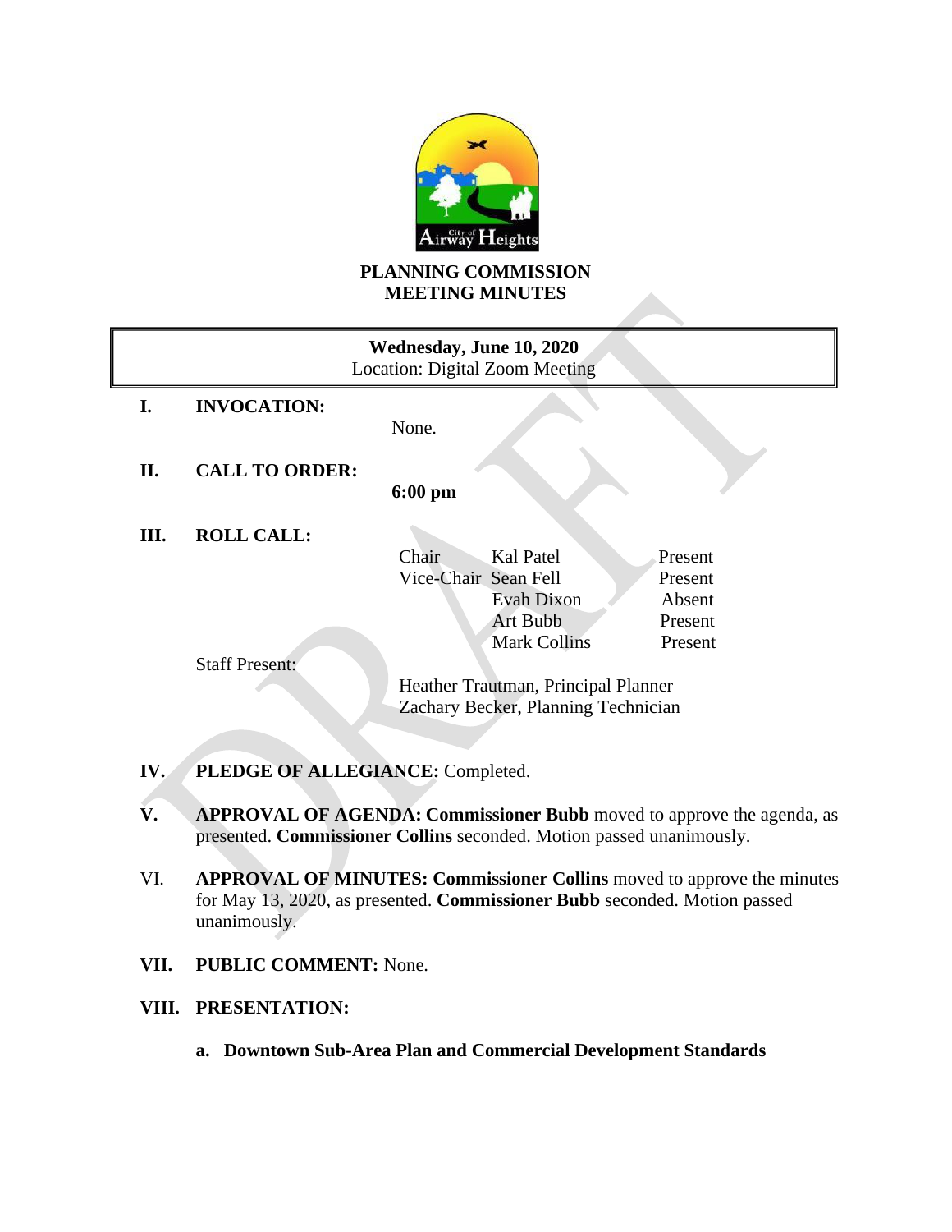# PLANNING COMMISSION MEETING MINUTES

**Wednesday, June 10, 2020**
Location: Digital Zoom Meeting

**I. INVOCATION:**

None.

**II. CALL TO ORDER:**

**6:00 pm**

**III. ROLL CALL:**

| | | |
|---|---|---|
| Chair | Kal Patel | Present |
| Vice-Chair | Sean Fell | Present |
| | Evah Dixon | Absent |
| | Art Bubb | Present |
| | Mark Collins | Present |

Staff Present:

Heather Trautman, Principal Planner
Zachary Becker, Planning Technician

**IV. PLEDGE OF ALLEGIANCE:** Completed.

**V. APPROVAL OF AGENDA: Commissioner Bubb** moved to approve the agenda, as presented. **Commissioner Collins** seconded. Motion passed unanimously.

VI. **APPROVAL OF MINUTES: Commissioner Collins** moved to approve the minutes for May 13, 2020, as presented. **Commissioner Bubb** seconded. Motion passed unanimously.

**VII. PUBLIC COMMENT:** None.

**VIII. PRESENTATION:**

**a. Downtown Sub-Area Plan and Commercial Development Standards**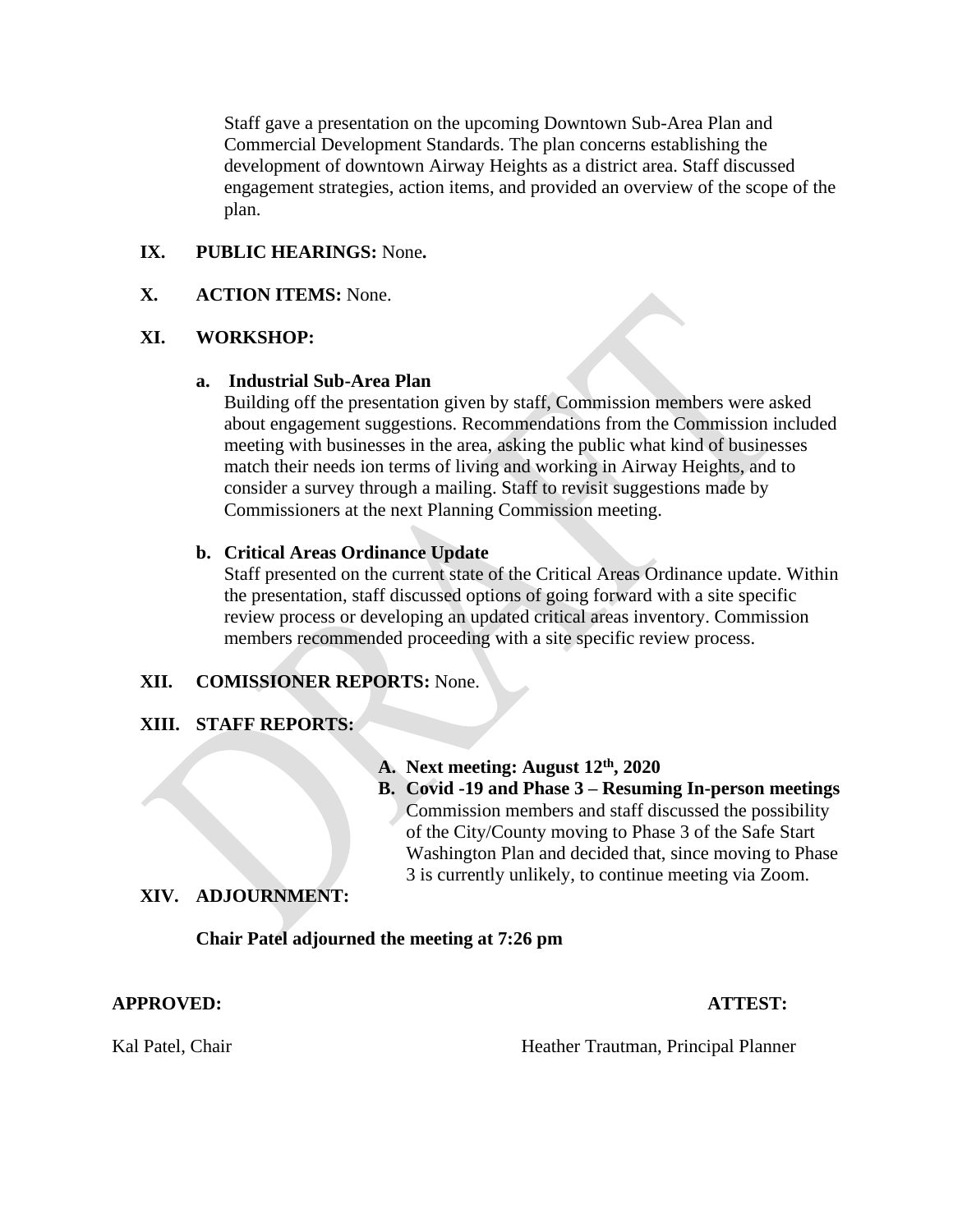Staff gave a presentation on the upcoming Downtown Sub-Area Plan and Commercial Development Standards. The plan concerns establishing the development of downtown Airway Heights as a district area. Staff discussed engagement strategies, action items, and provided an overview of the scope of the plan.

**IX. PUBLIC HEARINGS:** None**.**

**X. ACTION ITEMS:** None.

**XI. WORKSHOP:**

**a. Industrial Sub-Area Plan**

Building off the presentation given by staff, Commission members were asked about engagement suggestions. Recommendations from the Commission included meeting with businesses in the area, asking the public what kind of businesses match their needs ion terms of living and working in Airway Heights, and to consider a survey through a mailing. Staff to revisit suggestions made by Commissioners at the next Planning Commission meeting.

**b. Critical Areas Ordinance Update**

Staff presented on the current state of the Critical Areas Ordinance update. Within the presentation, staff discussed options of going forward with a site specific review process or developing an updated critical areas inventory. Commission members recommended proceeding with a site specific review process.

**XII. COMISSIONER REPORTS:** None.

**XIII. STAFF REPORTS:**

**A. Next meeting: August 12th, 2020**

**B. Covid -19 and Phase 3 – Resuming In-person meetings**

Commission members and staff discussed the possibility of the City/County moving to Phase 3 of the Safe Start Washington Plan and decided that, since moving to Phase 3 is currently unlikely, to continue meeting via Zoom.

**XIV. ADJOURNMENT:**

**Chair Patel adjourned the meeting at 7:26 pm**

**APPROVED:** **ATTEST:**

Kal Patel, Chair Heather Trautman, Principal Planner